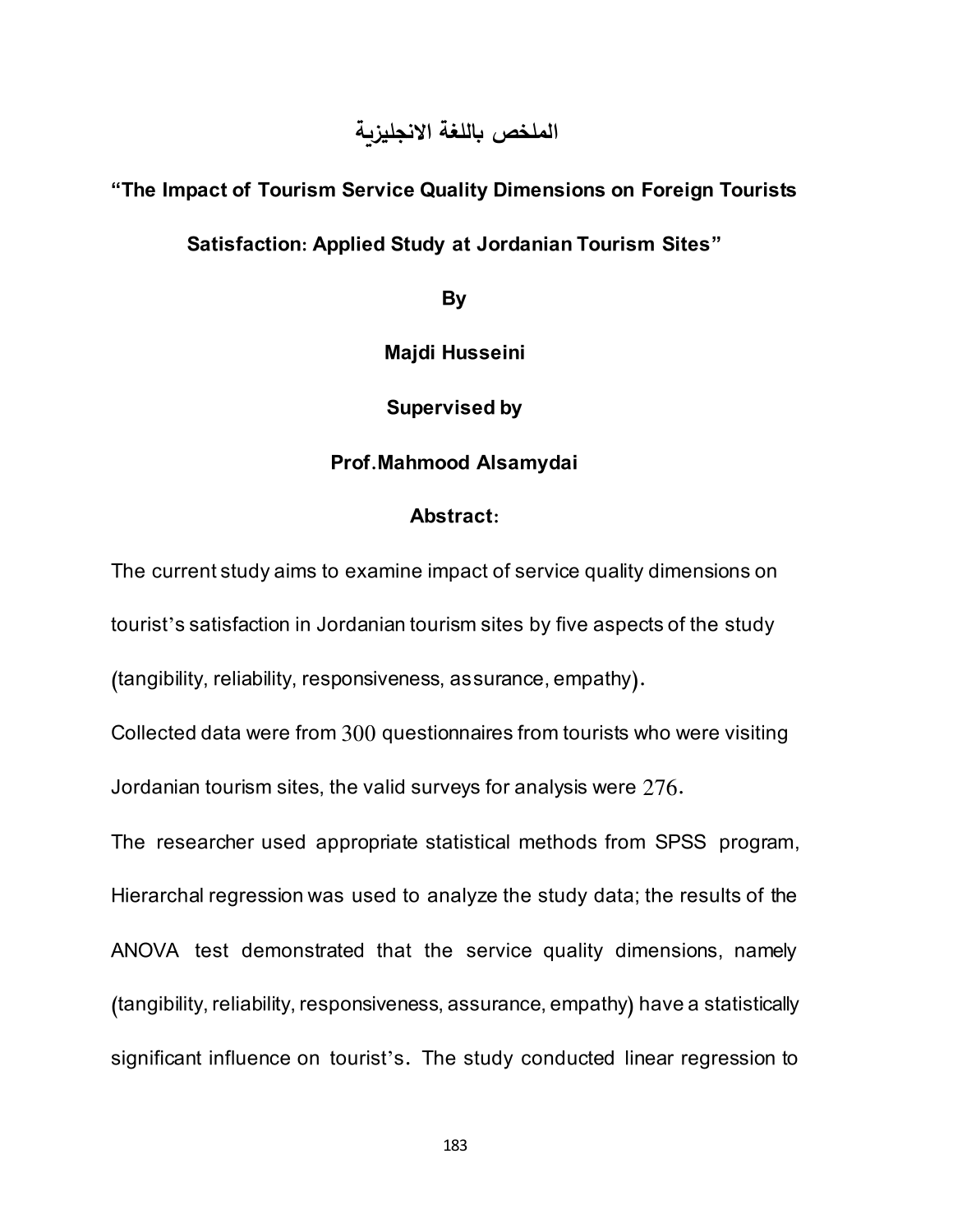# الملخص باللغة الانجليزية

**"The Impact of Tourism Service Quality Dimensions on Foreign Tourists Satisfaction: Applied Study at Jordanian Tourism Sites"**

**By**

**Majdi Husseini**

**Supervised by**

**Prof.Mahmood Alsamydai**

**Abstract:**

The current study aims to examine impact of service quality dimensions on tourist's satisfaction in Jordanian tourism sites by five aspects of the study (tangibility, reliability, responsiveness, assurance, empathy).

Collected data were from 300 questionnaires from tourists who were visiting Jordanian tourism sites, the valid surveys for analysis were 276.

The researcher used appropriate statistical methods from SPSS program, Hierarchal regression was used to analyze the study data; the results of the ANOVA test demonstrated that the service quality dimensions, namely (tangibility, reliability, responsiveness, assurance, empathy) have a statistically significant influence on tourist's. The study conducted linear regression to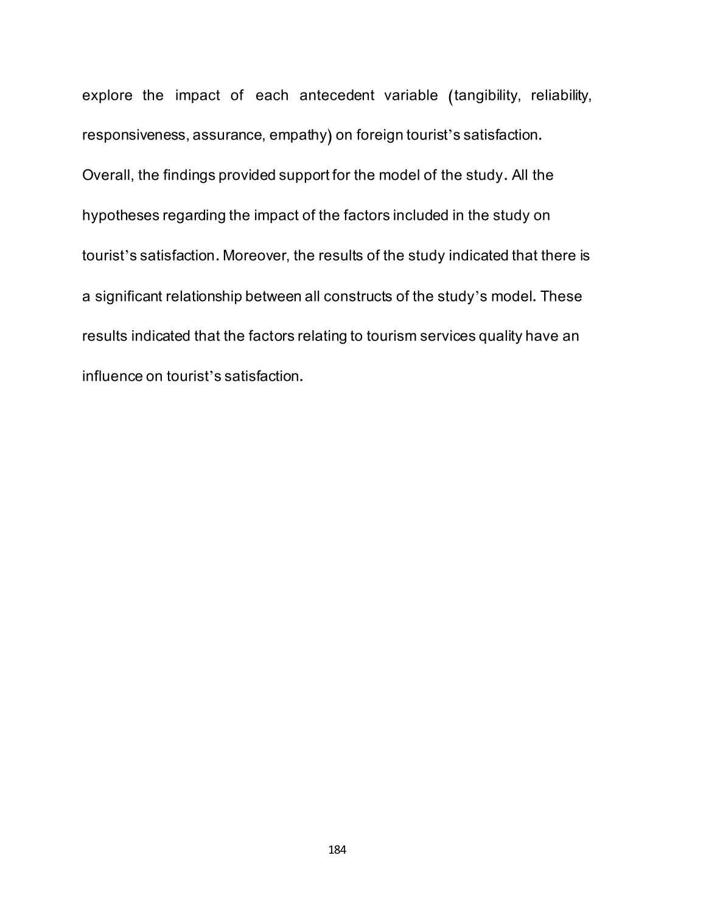explore the impact of each antecedent variable (tangibility, reliability, responsiveness, assurance, empathy) on foreign tourist's satisfaction.

Overall, the findings provided support for the model of the study. All the hypotheses regarding the impact of the factors included in the study on tourist's satisfaction. Moreover, the results of the study indicated that there is a significant relationship between all constructs of the study's model. These results indicated that the factors relating to tourism services quality have an influence on tourist's satisfaction.